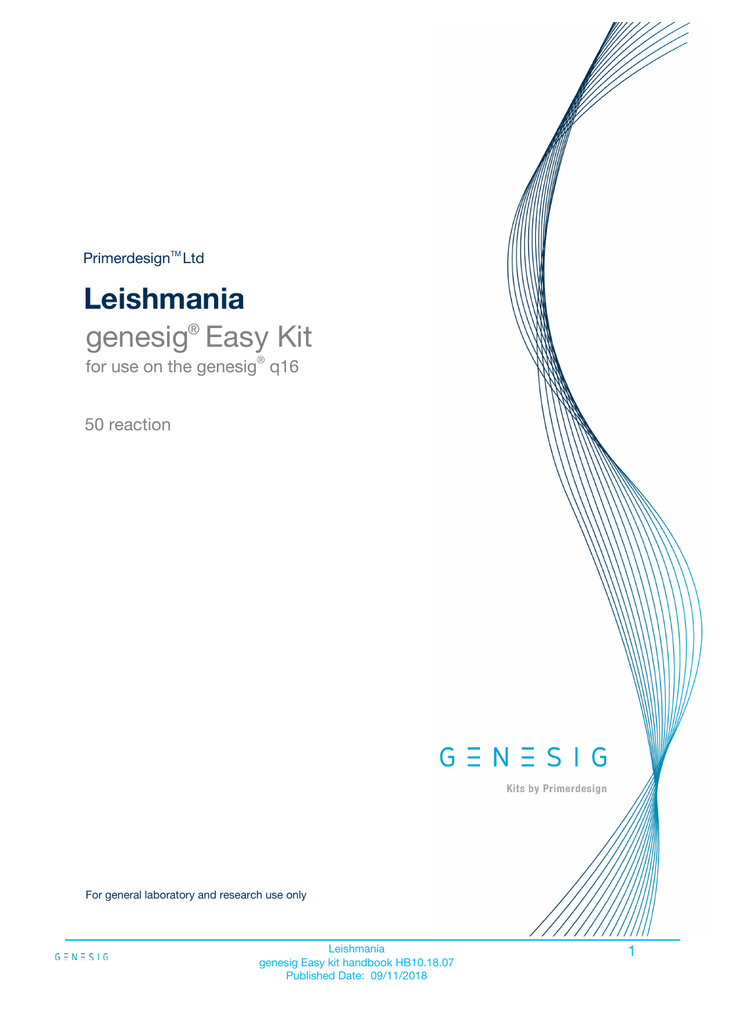Primerdesign™ Ltd

# Leishmania

## genesig® Easy Kit

for use on the genesig® q16

50 reaction

GENESIG

Kits by Primerdesign

For general laboratory and research use only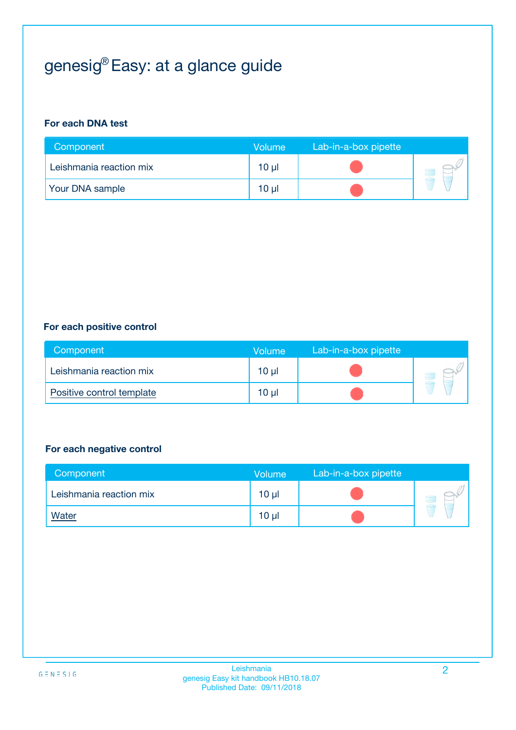# genesig® Easy: at a glance guide

**For each DNA test**

| Component | Volume | Lab-in-a-box pipette |
|---|---|---|
| Leishmania reaction mix | 10 µl | |
| Your DNA sample | 10 µl | |

**For each positive control**

| Component | Volume | Lab-in-a-box pipette |
|---|---|---|
| Leishmania reaction mix | 10 µl | |
| Positive control template | 10 µl | |

**For each negative control**

| Component | Volume | Lab-in-a-box pipette |
|---|---|---|
| Leishmania reaction mix | 10 µl | |
| Water | 10 µl | |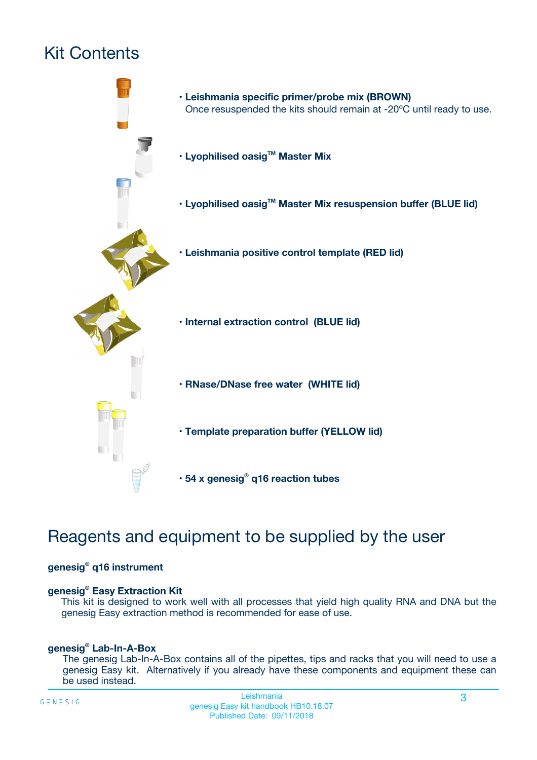# Kit Contents

- **Leishmania specific primer/probe mix (BROWN)**
  Once resuspended the kits should remain at -20ºC until ready to use.
- **Lyophilised oasig™ Master Mix**
- **Lyophilised oasig™ Master Mix resuspension buffer (BLUE lid)**
- **Leishmania positive control template (RED lid)**
- **Internal extraction control (BLUE lid)**
- **RNase/DNase free water (WHITE lid)**
- **Template preparation buffer (YELLOW lid)**
- **54 x genesig® q16 reaction tubes**

# Reagents and equipment to be supplied by the user

**genesig® q16 instrument**

**genesig® Easy Extraction Kit**
This kit is designed to work well with all processes that yield high quality RNA and DNA but the genesig Easy extraction method is recommended for ease of use.

**genesig® Lab-In-A-Box**
The genesig Lab-In-A-Box contains all of the pipettes, tips and racks that you will need to use a genesig Easy kit. Alternatively if you already have these components and equipment these can be used instead.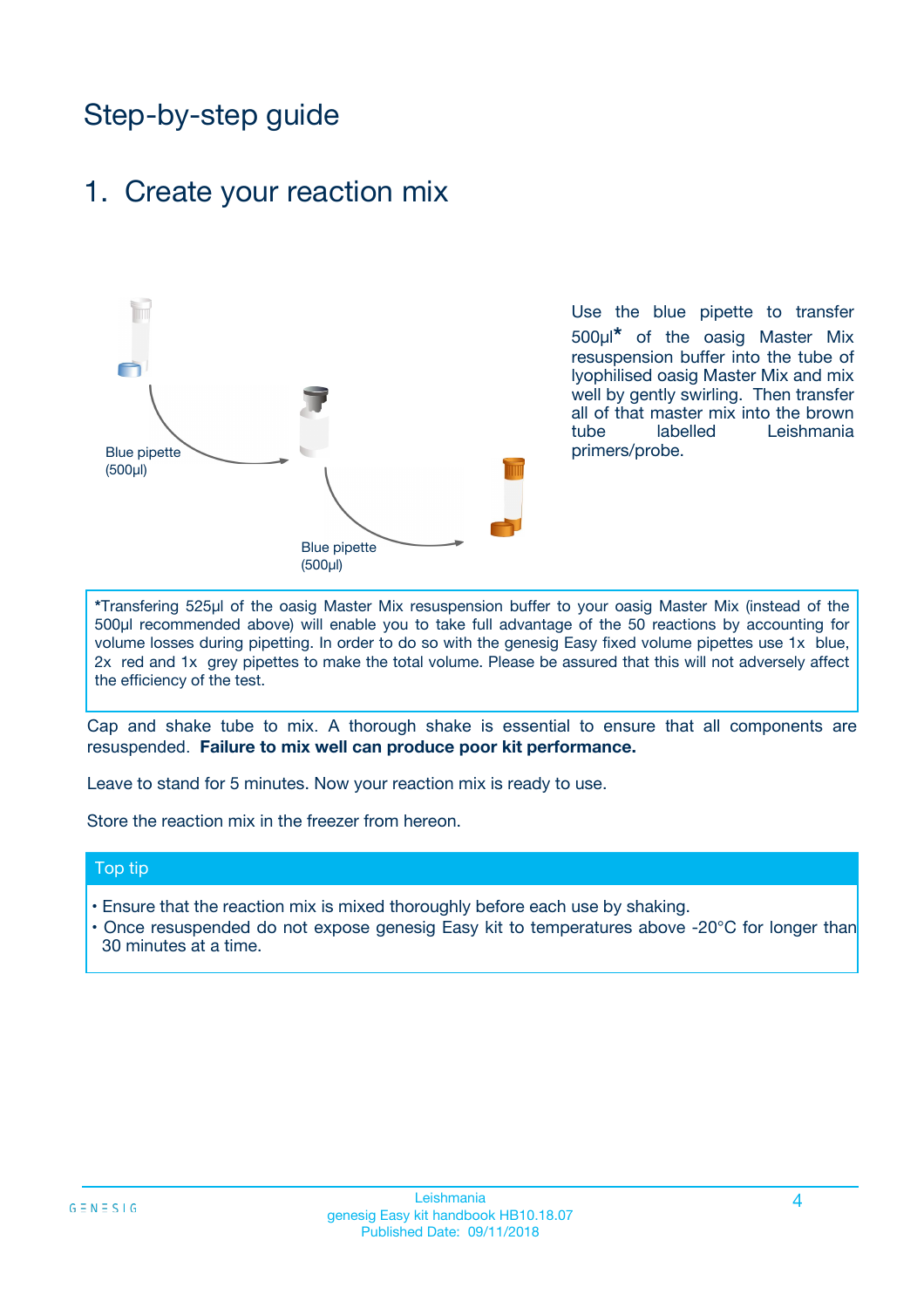# Step-by-step guide

## 1. Create your reaction mix

Blue pipette (500µl)

Blue pipette (500µl)

Use the blue pipette to transfer 500µl* of the oasig Master Mix resuspension buffer into the tube of lyophilised oasig Master Mix and mix well by gently swirling. Then transfer all of that master mix into the brown tube labelled Leishmania primers/probe.

*Transfering 525µl of the oasig Master Mix resuspension buffer to your oasig Master Mix (instead of the 500µl recommended above) will enable you to take full advantage of the 50 reactions by accounting for volume losses during pipetting. In order to do so with the genesig Easy fixed volume pipettes use 1x blue, 2x red and 1x grey pipettes to make the total volume. Please be assured that this will not adversely affect the efficiency of the test.

Cap and shake tube to mix. A thorough shake is essential to ensure that all components are resuspended. **Failure to mix well can produce poor kit performance.**

Leave to stand for 5 minutes. Now your reaction mix is ready to use.

Store the reaction mix in the freezer from hereon.

### Top tip

- Ensure that the reaction mix is mixed thoroughly before each use by shaking.
- Once resuspended do not expose genesig Easy kit to temperatures above -20°C for longer than 30 minutes at a time.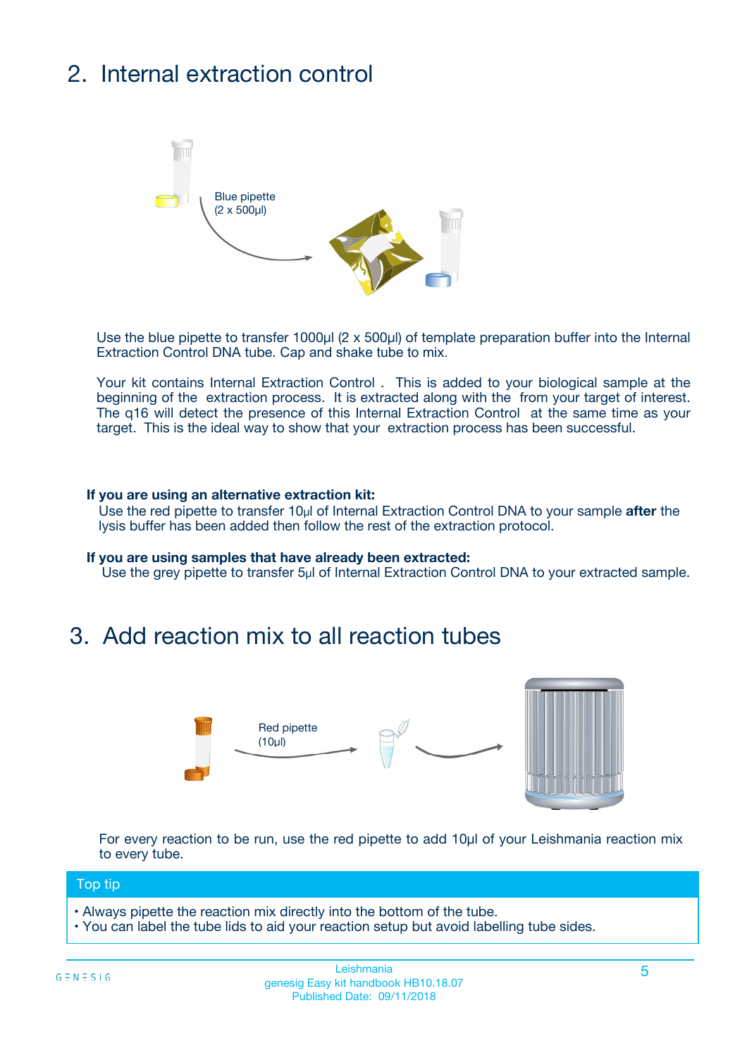## 2. Internal extraction control

Blue pipette
(2 x 500µl)

Use the blue pipette to transfer 1000µl (2 x 500µl) of template preparation buffer into the Internal Extraction Control DNA tube. Cap and shake tube to mix.

Your kit contains Internal Extraction Control . This is added to your biological sample at the beginning of the extraction process. It is extracted along with the from your target of interest. The q16 will detect the presence of this Internal Extraction Control at the same time as your target. This is the ideal way to show that your extraction process has been successful.

**If you are using an alternative extraction kit:**
Use the red pipette to transfer 10µl of Internal Extraction Control DNA to your sample **after** the lysis buffer has been added then follow the rest of the extraction protocol.

**If you are using samples that have already been extracted:**
Use the grey pipette to transfer 5µl of Internal Extraction Control DNA to your extracted sample.

## 3. Add reaction mix to all reaction tubes

Red pipette
(10µl)

For every reaction to be run, use the red pipette to add 10µl of your Leishmania reaction mix to every tube.

**Top tip**

- Always pipette the reaction mix directly into the bottom of the tube.
- You can label the tube lids to aid your reaction setup but avoid labelling tube sides.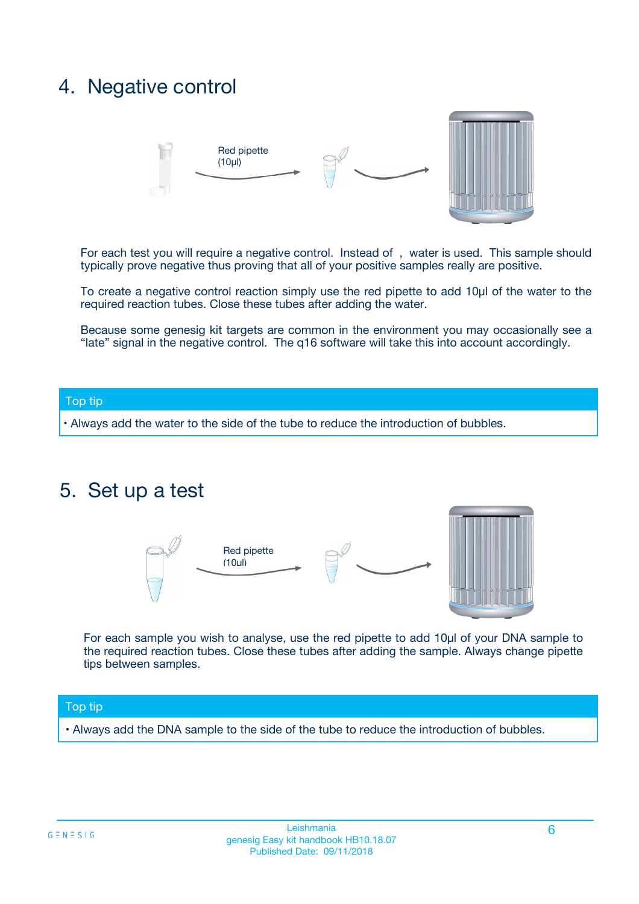## 4. Negative control

Red pipette (10µl)

For each test you will require a negative control. Instead of , water is used. This sample should typically prove negative thus proving that all of your positive samples really are positive.

To create a negative control reaction simply use the red pipette to add 10µl of the water to the required reaction tubes. Close these tubes after adding the water.

Because some genesig kit targets are common in the environment you may occasionally see a "late" signal in the negative control. The q16 software will take this into account accordingly.

**Top tip**

- Always add the water to the side of the tube to reduce the introduction of bubbles.

## 5. Set up a test

Red pipette (10ul)

For each sample you wish to analyse, use the red pipette to add 10µl of your DNA sample to the required reaction tubes. Close these tubes after adding the sample. Always change pipette tips between samples.

**Top tip**

- Always add the DNA sample to the side of the tube to reduce the introduction of bubbles.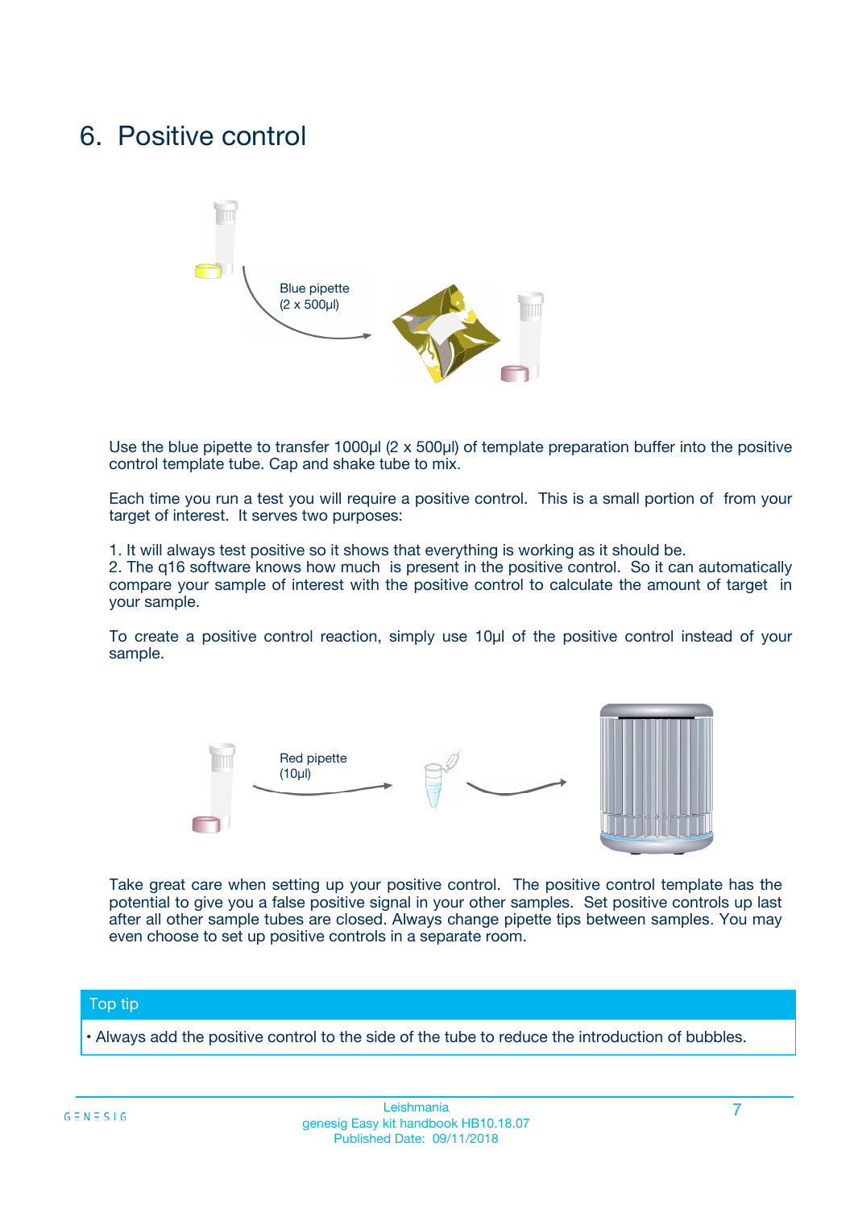# 6. Positive control

Blue pipette
(2 x 500µl)

Use the blue pipette to transfer 1000µl (2 x 500µl) of template preparation buffer into the positive control template tube. Cap and shake tube to mix.

Each time you run a test you will require a positive control. This is a small portion of from your target of interest. It serves two purposes:

1. It will always test positive so it shows that everything is working as it should be.
2. The q16 software knows how much is present in the positive control. So it can automatically compare your sample of interest with the positive control to calculate the amount of target in your sample.

To create a positive control reaction, simply use 10µl of the positive control instead of your sample.

Red pipette
(10µl)

Take great care when setting up your positive control. The positive control template has the potential to give you a false positive signal in your other samples. Set positive controls up last after all other sample tubes are closed. Always change pipette tips between samples. You may even choose to set up positive controls in a separate room.

**Top tip**

• Always add the positive control to the side of the tube to reduce the introduction of bubbles.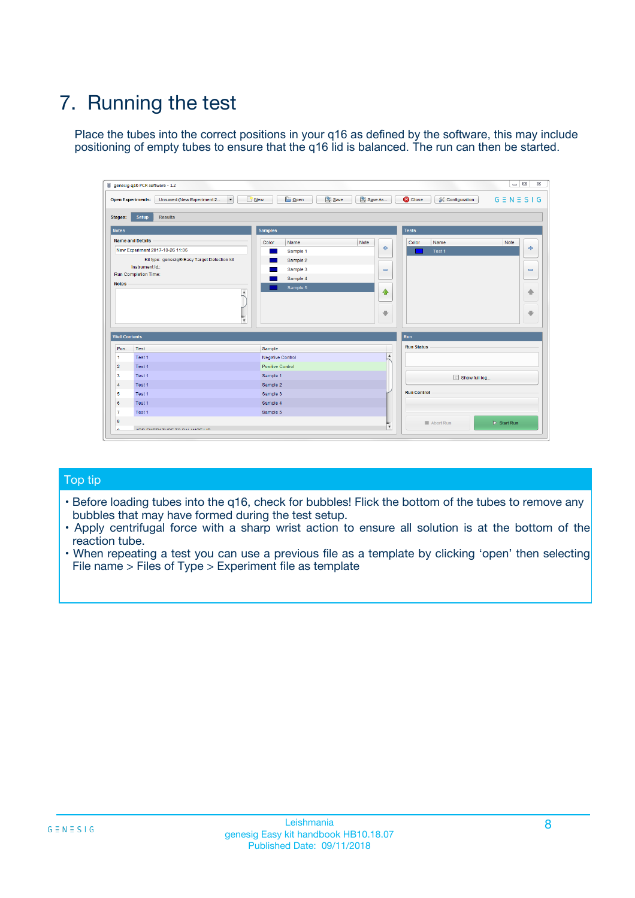# 7. Running the test

Place the tubes into the correct positions in your q16 as defined by the software, this may include positioning of empty tubes to ensure that the q16 lid is balanced. The run can then be started.

## Top tip

- Before loading tubes into the q16, check for bubbles! Flick the bottom of the tubes to remove any bubbles that may have formed during the test setup.
- Apply centrifugal force with a sharp wrist action to ensure all solution is at the bottom of the reaction tube.
- When repeating a test you can use a previous file as a template by clicking 'open' then selecting File name > Files of Type > Experiment file as template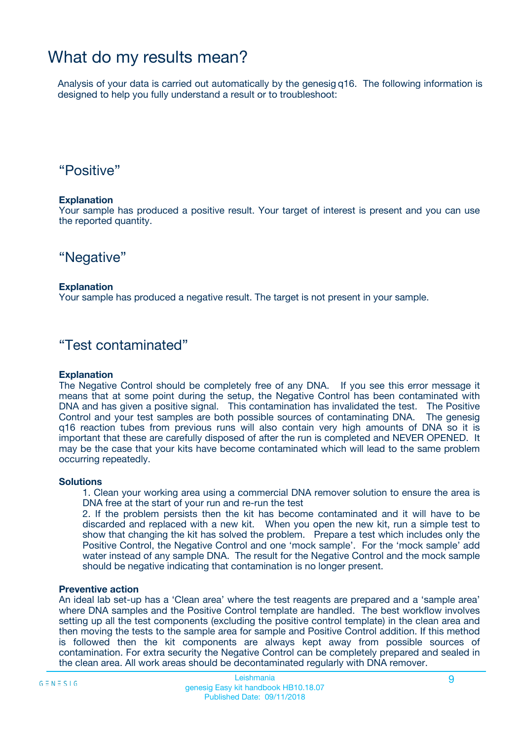# What do my results mean?

Analysis of your data is carried out automatically by the genesig q16. The following information is designed to help you fully understand a result or to troubleshoot:

## “Positive”

**Explanation**
Your sample has produced a positive result. Your target of interest is present and you can use the reported quantity.

## “Negative”

**Explanation**
Your sample has produced a negative result. The target is not present in your sample.

## “Test contaminated”

**Explanation**
The Negative Control should be completely free of any DNA. If you see this error message it means that at some point during the setup, the Negative Control has been contaminated with DNA and has given a positive signal. This contamination has invalidated the test. The Positive Control and your test samples are both possible sources of contaminating DNA. The genesig q16 reaction tubes from previous runs will also contain very high amounts of DNA so it is important that these are carefully disposed of after the run is completed and NEVER OPENED. It may be the case that your kits have become contaminated which will lead to the same problem occurring repeatedly.

**Solutions**

1. Clean your working area using a commercial DNA remover solution to ensure the area is DNA free at the start of your run and re-run the test
2. If the problem persists then the kit has become contaminated and it will have to be discarded and replaced with a new kit. When you open the new kit, run a simple test to show that changing the kit has solved the problem. Prepare a test which includes only the Positive Control, the Negative Control and one ‘mock sample’. For the ‘mock sample’ add water instead of any sample DNA. The result for the Negative Control and the mock sample should be negative indicating that contamination is no longer present.

**Preventive action**
An ideal lab set-up has a ‘Clean area’ where the test reagents are prepared and a ‘sample area’ where DNA samples and the Positive Control template are handled. The best workflow involves setting up all the test components (excluding the positive control template) in the clean area and then moving the tests to the sample area for sample and Positive Control addition. If this method is followed then the kit components are always kept away from possible sources of contamination. For extra security the Negative Control can be completely prepared and sealed in the clean area. All work areas should be decontaminated regularly with DNA remover.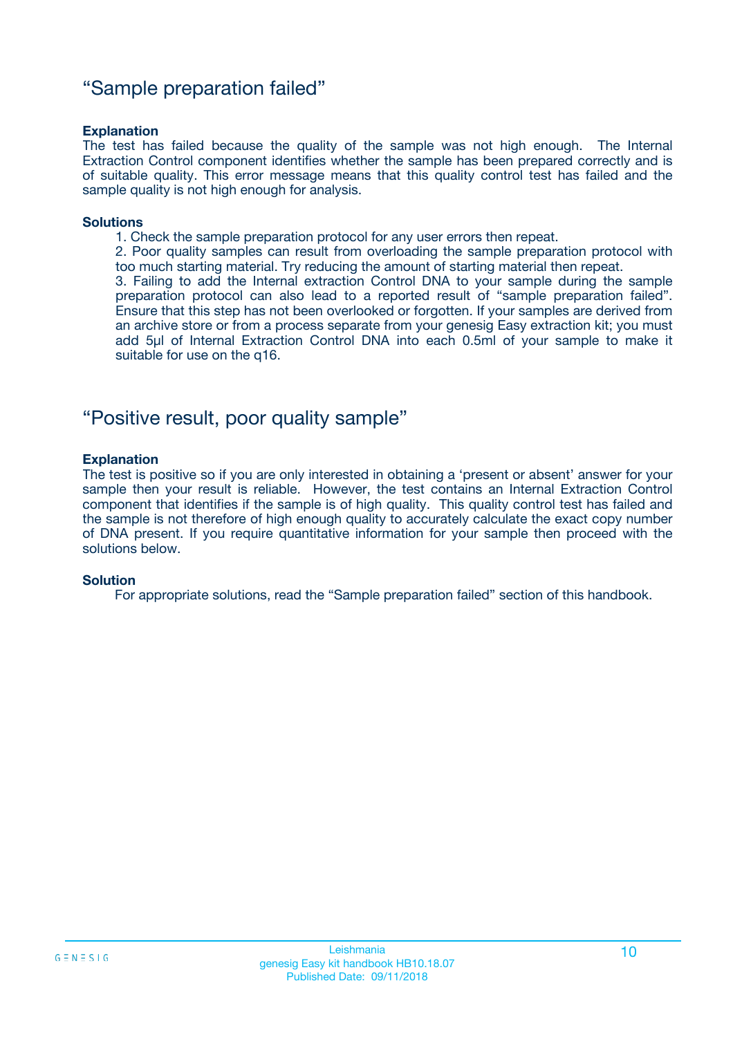## “Sample preparation failed”

**Explanation**

The test has failed because the quality of the sample was not high enough. The Internal Extraction Control component identifies whether the sample has been prepared correctly and is of suitable quality. This error message means that this quality control test has failed and the sample quality is not high enough for analysis.

**Solutions**

1. Check the sample preparation protocol for any user errors then repeat.
2. Poor quality samples can result from overloading the sample preparation protocol with too much starting material. Try reducing the amount of starting material then repeat.
3. Failing to add the Internal extraction Control DNA to your sample during the sample preparation protocol can also lead to a reported result of “sample preparation failed”. Ensure that this step has not been overlooked or forgotten. If your samples are derived from an archive store or from a process separate from your genesig Easy extraction kit; you must add 5µl of Internal Extraction Control DNA into each 0.5ml of your sample to make it suitable for use on the q16.

## “Positive result, poor quality sample”

**Explanation**

The test is positive so if you are only interested in obtaining a ‘present or absent’ answer for your sample then your result is reliable. However, the test contains an Internal Extraction Control component that identifies if the sample is of high quality. This quality control test has failed and the sample is not therefore of high enough quality to accurately calculate the exact copy number of DNA present. If you require quantitative information for your sample then proceed with the solutions below.

**Solution**

For appropriate solutions, read the “Sample preparation failed” section of this handbook.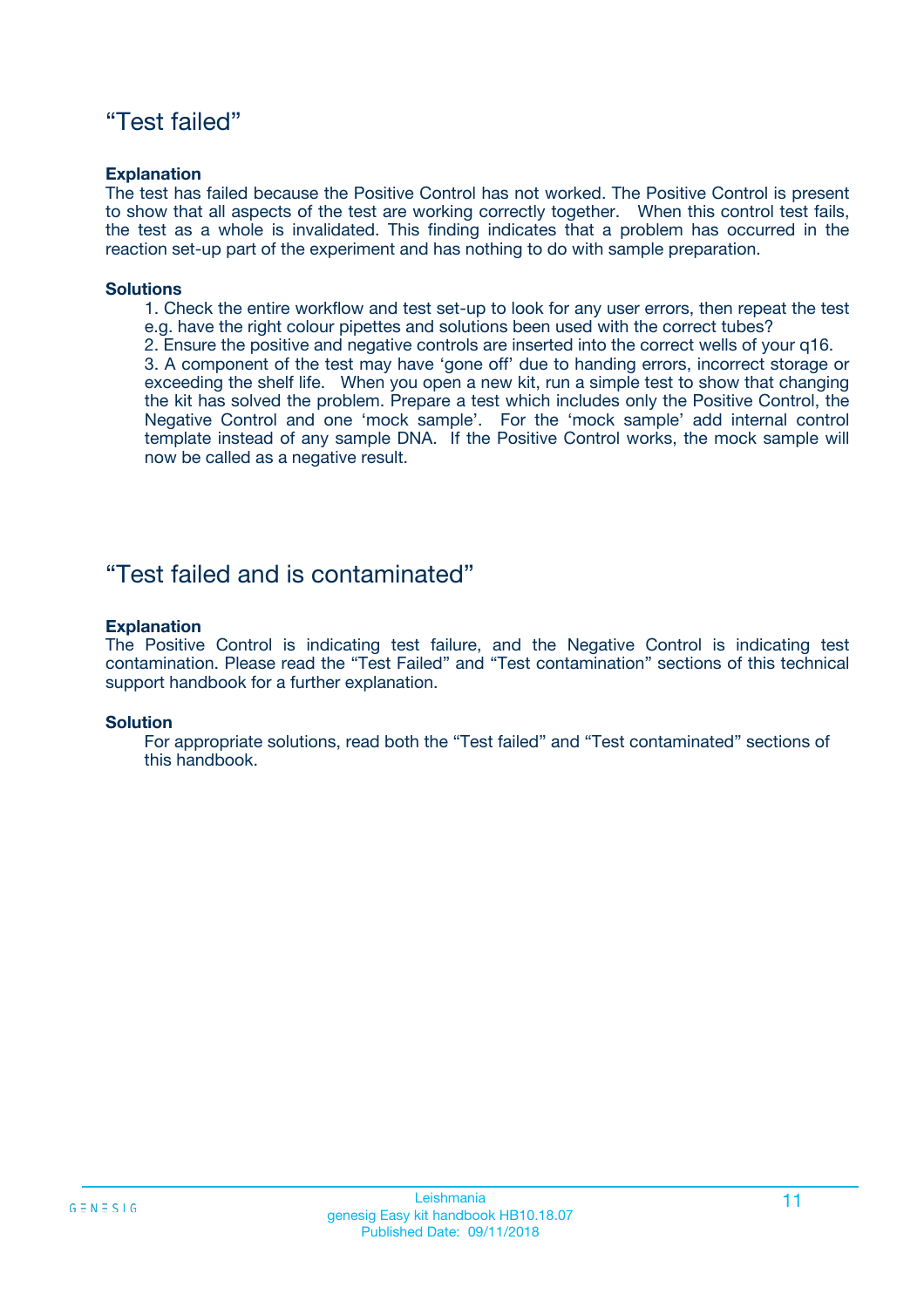## “Test failed”

**Explanation**

The test has failed because the Positive Control has not worked. The Positive Control is present to show that all aspects of the test are working correctly together. When this control test fails, the test as a whole is invalidated. This finding indicates that a problem has occurred in the reaction set-up part of the experiment and has nothing to do with sample preparation.

**Solutions**

1. Check the entire workflow and test set-up to look for any user errors, then repeat the test e.g. have the right colour pipettes and solutions been used with the correct tubes?
2. Ensure the positive and negative controls are inserted into the correct wells of your q16.
3. A component of the test may have ‘gone off’ due to handing errors, incorrect storage or exceeding the shelf life. When you open a new kit, run a simple test to show that changing the kit has solved the problem. Prepare a test which includes only the Positive Control, the Negative Control and one ‘mock sample’. For the ‘mock sample’ add internal control template instead of any sample DNA. If the Positive Control works, the mock sample will now be called as a negative result.

## “Test failed and is contaminated”

**Explanation**

The Positive Control is indicating test failure, and the Negative Control is indicating test contamination. Please read the “Test Failed” and “Test contamination” sections of this technical support handbook for a further explanation.

**Solution**

For appropriate solutions, read both the “Test failed” and “Test contaminated” sections of this handbook.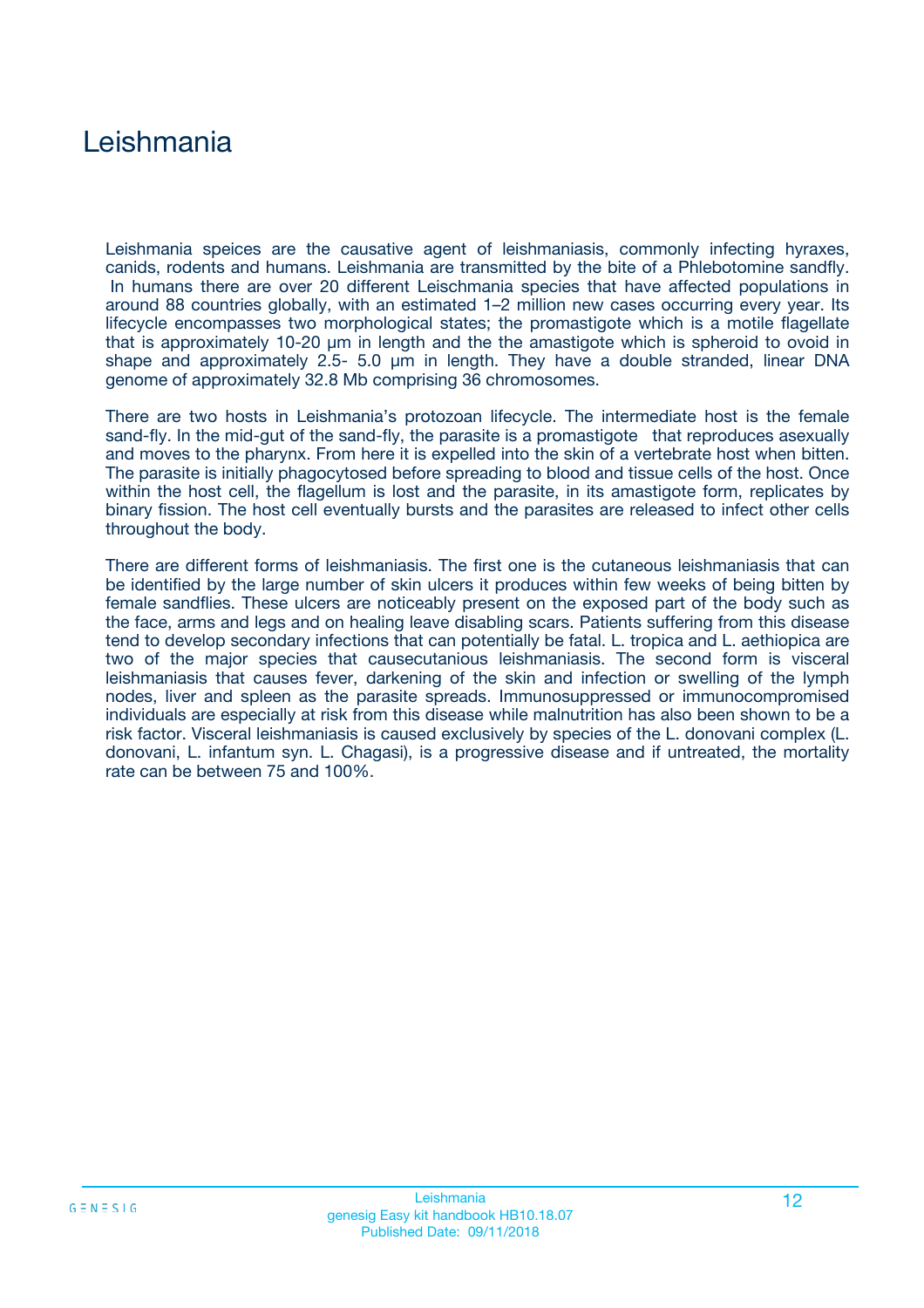# Leishmania

Leishmania speices are the causative agent of leishmaniasis, commonly infecting hyraxes, canids, rodents and humans. Leishmania are transmitted by the bite of a Phlebotomine sandfly. In humans there are over 20 different Leischmania species that have affected populations in around 88 countries globally, with an estimated 1–2 million new cases occurring every year. Its lifecycle encompasses two morphological states; the promastigote which is a motile flagellate that is approximately 10-20 µm in length and the the amastigote which is spheroid to ovoid in shape and approximately 2.5- 5.0 µm in length. They have a double stranded, linear DNA genome of approximately 32.8 Mb comprising 36 chromosomes.

There are two hosts in Leishmania's protozoan lifecycle. The intermediate host is the female sand-fly. In the mid-gut of the sand-fly, the parasite is a promastigote that reproduces asexually and moves to the pharynx. From here it is expelled into the skin of a vertebrate host when bitten. The parasite is initially phagocytosed before spreading to blood and tissue cells of the host. Once within the host cell, the flagellum is lost and the parasite, in its amastigote form, replicates by binary fission. The host cell eventually bursts and the parasites are released to infect other cells throughout the body.

There are different forms of leishmaniasis. The first one is the cutaneous leishmaniasis that can be identified by the large number of skin ulcers it produces within few weeks of being bitten by female sandflies. These ulcers are noticeably present on the exposed part of the body such as the face, arms and legs and on healing leave disabling scars. Patients suffering from this disease tend to develop secondary infections that can potentially be fatal. L. tropica and L. aethiopica are two of the major species that causecutanious leishmaniasis. The second form is visceral leishmaniasis that causes fever, darkening of the skin and infection or swelling of the lymph nodes, liver and spleen as the parasite spreads. Immunosuppressed or immunocompromised individuals are especially at risk from this disease while malnutrition has also been shown to be a risk factor. Visceral leishmaniasis is caused exclusively by species of the L. donovani complex (L. donovani, L. infantum syn. L. Chagasi), is a progressive disease and if untreated, the mortality rate can be between 75 and 100%.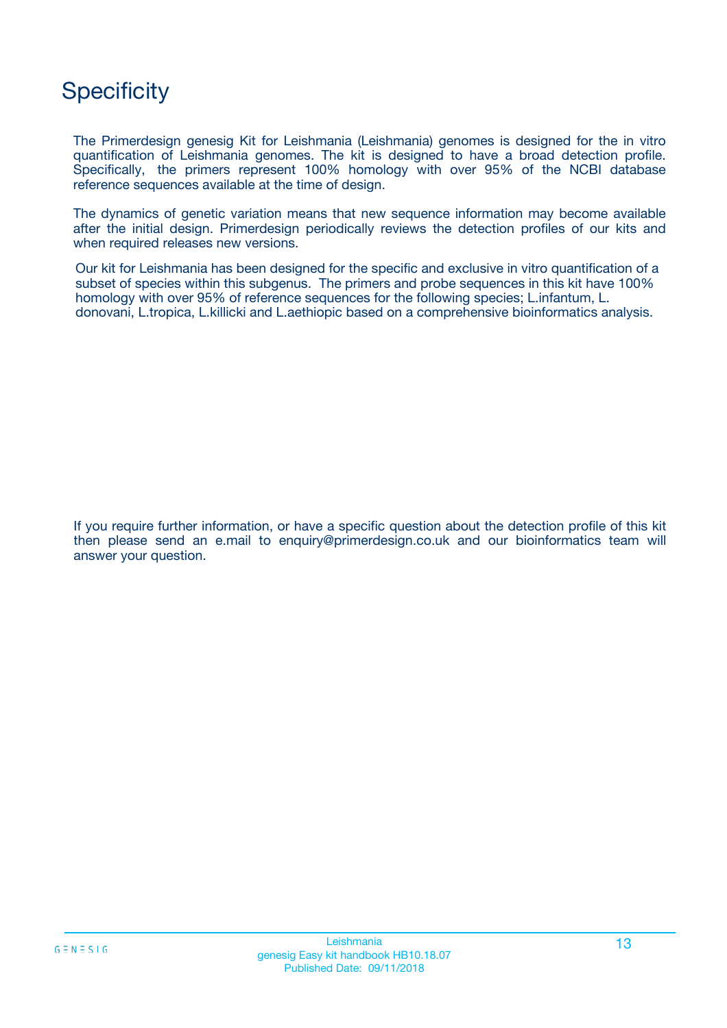# Specificity

The Primerdesign genesig Kit for Leishmania (Leishmania) genomes is designed for the in vitro quantification of Leishmania genomes. The kit is designed to have a broad detection profile. Specifically, the primers represent 100% homology with over 95% of the NCBI database reference sequences available at the time of design.

The dynamics of genetic variation means that new sequence information may become available after the initial design. Primerdesign periodically reviews the detection profiles of our kits and when required releases new versions.

Our kit for Leishmania has been designed for the specific and exclusive in vitro quantification of a subset of species within this subgenus. The primers and probe sequences in this kit have 100% homology with over 95% of reference sequences for the following species; L.infantum, L. donovani, L.tropica, L.killicki and L.aethiopic based on a comprehensive bioinformatics analysis.

If you require further information, or have a specific question about the detection profile of this kit then please send an e.mail to enquiry@primerdesign.co.uk and our bioinformatics team will answer your question.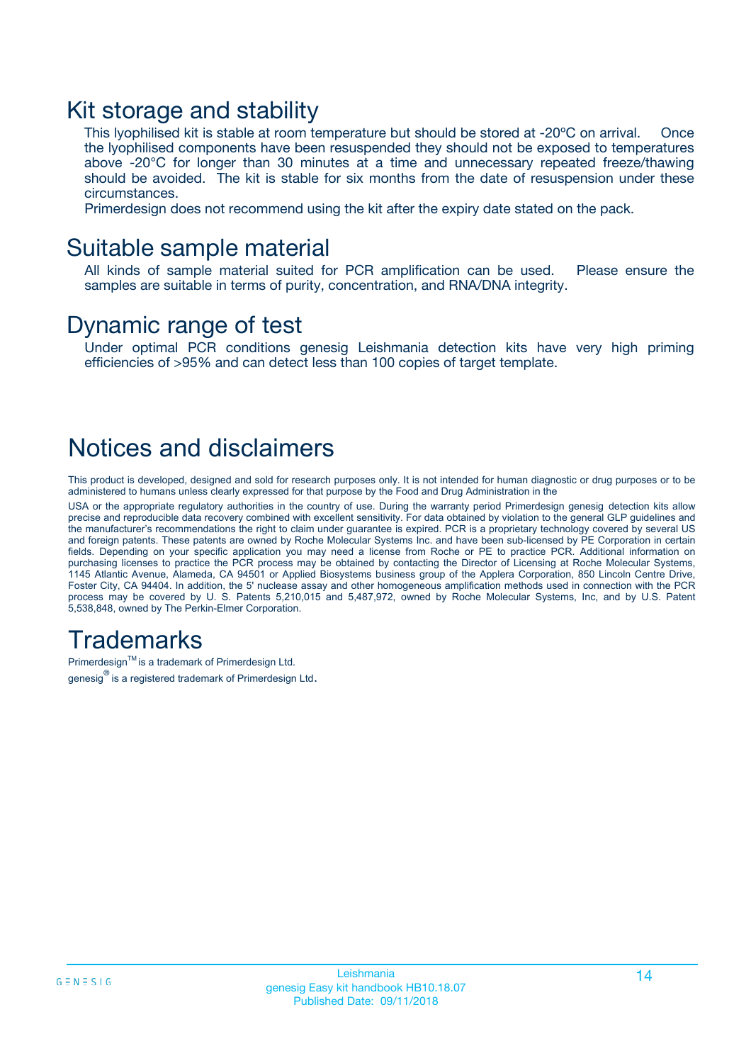## Kit storage and stability

This lyophilised kit is stable at room temperature but should be stored at -20ºC on arrival. Once the lyophilised components have been resuspended they should not be exposed to temperatures above -20°C for longer than 30 minutes at a time and unnecessary repeated freeze/thawing should be avoided. The kit is stable for six months from the date of resuspension under these circumstances.

Primerdesign does not recommend using the kit after the expiry date stated on the pack.

## Suitable sample material

All kinds of sample material suited for PCR amplification can be used. Please ensure the samples are suitable in terms of purity, concentration, and RNA/DNA integrity.

## Dynamic range of test

Under optimal PCR conditions genesig Leishmania detection kits have very high priming efficiencies of >95% and can detect less than 100 copies of target template.

# Notices and disclaimers

This product is developed, designed and sold for research purposes only. It is not intended for human diagnostic or drug purposes or to be administered to humans unless clearly expressed for that purpose by the Food and Drug Administration in the

USA or the appropriate regulatory authorities in the country of use. During the warranty period Primerdesign genesig detection kits allow precise and reproducible data recovery combined with excellent sensitivity. For data obtained by violation to the general GLP guidelines and the manufacturer's recommendations the right to claim under guarantee is expired. PCR is a proprietary technology covered by several US and foreign patents. These patents are owned by Roche Molecular Systems Inc. and have been sub-licensed by PE Corporation in certain fields. Depending on your specific application you may need a license from Roche or PE to practice PCR. Additional information on purchasing licenses to practice the PCR process may be obtained by contacting the Director of Licensing at Roche Molecular Systems, 1145 Atlantic Avenue, Alameda, CA 94501 or Applied Biosystems business group of the Applera Corporation, 850 Lincoln Centre Drive, Foster City, CA 94404. In addition, the 5' nuclease assay and other homogeneous amplification methods used in connection with the PCR process may be covered by U. S. Patents 5,210,015 and 5,487,972, owned by Roche Molecular Systems, Inc, and by U.S. Patent 5,538,848, owned by The Perkin-Elmer Corporation.

# Trademarks

Primerdesign™ is a trademark of Primerdesign Ltd.

genesig® is a registered trademark of Primerdesign Ltd.